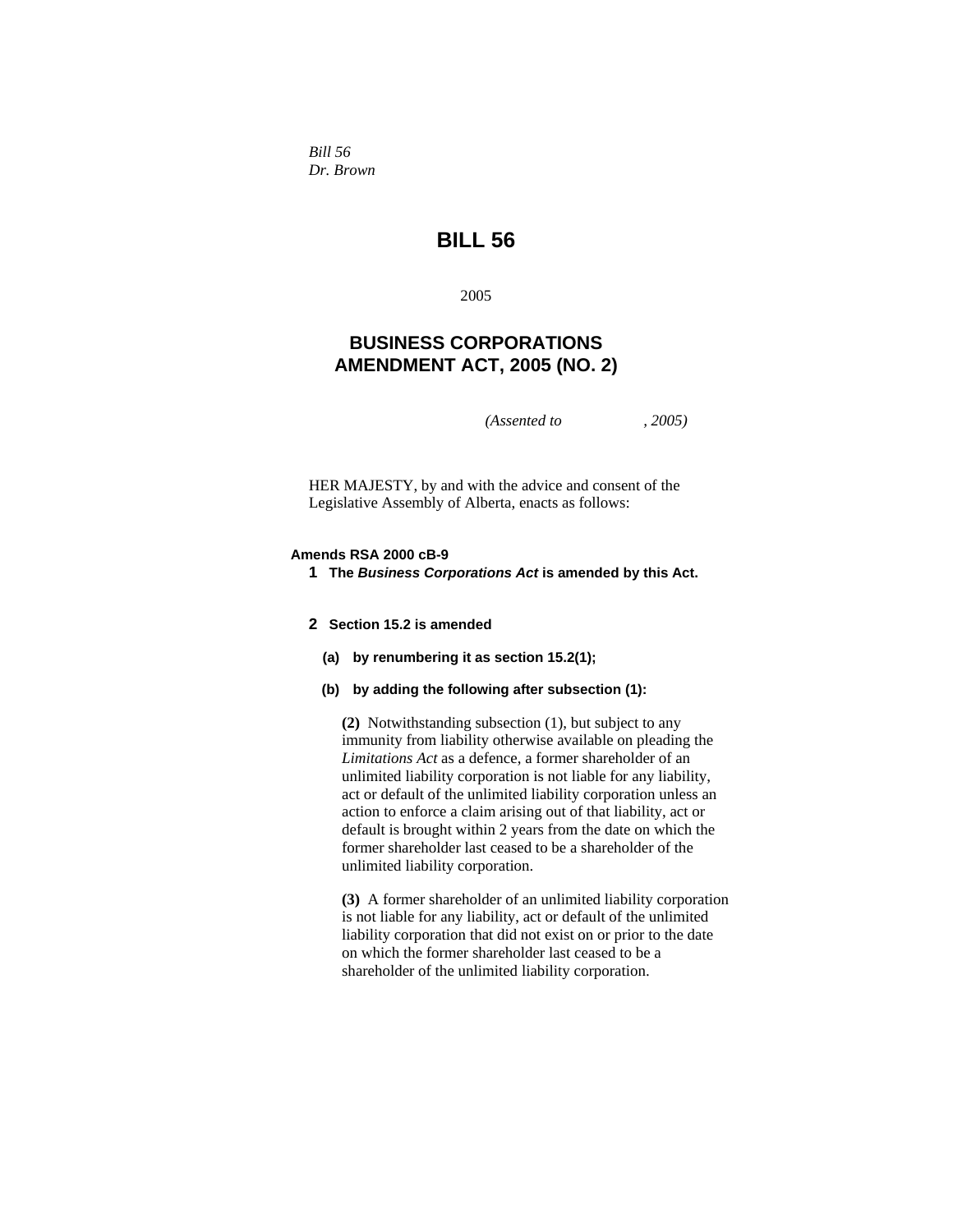*Bill 56*
*Dr. Brown*

# BILL 56

2005

## BUSINESS CORPORATIONS AMENDMENT ACT, 2005 (NO. 2)

*(Assented to , 2005)*

HER MAJESTY, by and with the advice and consent of the Legislative Assembly of Alberta, enacts as follows:

**Amends RSA 2000 cB-9**

**1 The *Business Corporations Act* is amended by this Act.**

**2 Section 15.2 is amended**

**(a) by renumbering it as section 15.2(1);**

**(b) by adding the following after subsection (1):**

**(2)** Notwithstanding subsection (1), but subject to any immunity from liability otherwise available on pleading the *Limitations Act* as a defence, a former shareholder of an unlimited liability corporation is not liable for any liability, act or default of the unlimited liability corporation unless an action to enforce a claim arising out of that liability, act or default is brought within 2 years from the date on which the former shareholder last ceased to be a shareholder of the unlimited liability corporation.

**(3)** A former shareholder of an unlimited liability corporation is not liable for any liability, act or default of the unlimited liability corporation that did not exist on or prior to the date on which the former shareholder last ceased to be a shareholder of the unlimited liability corporation.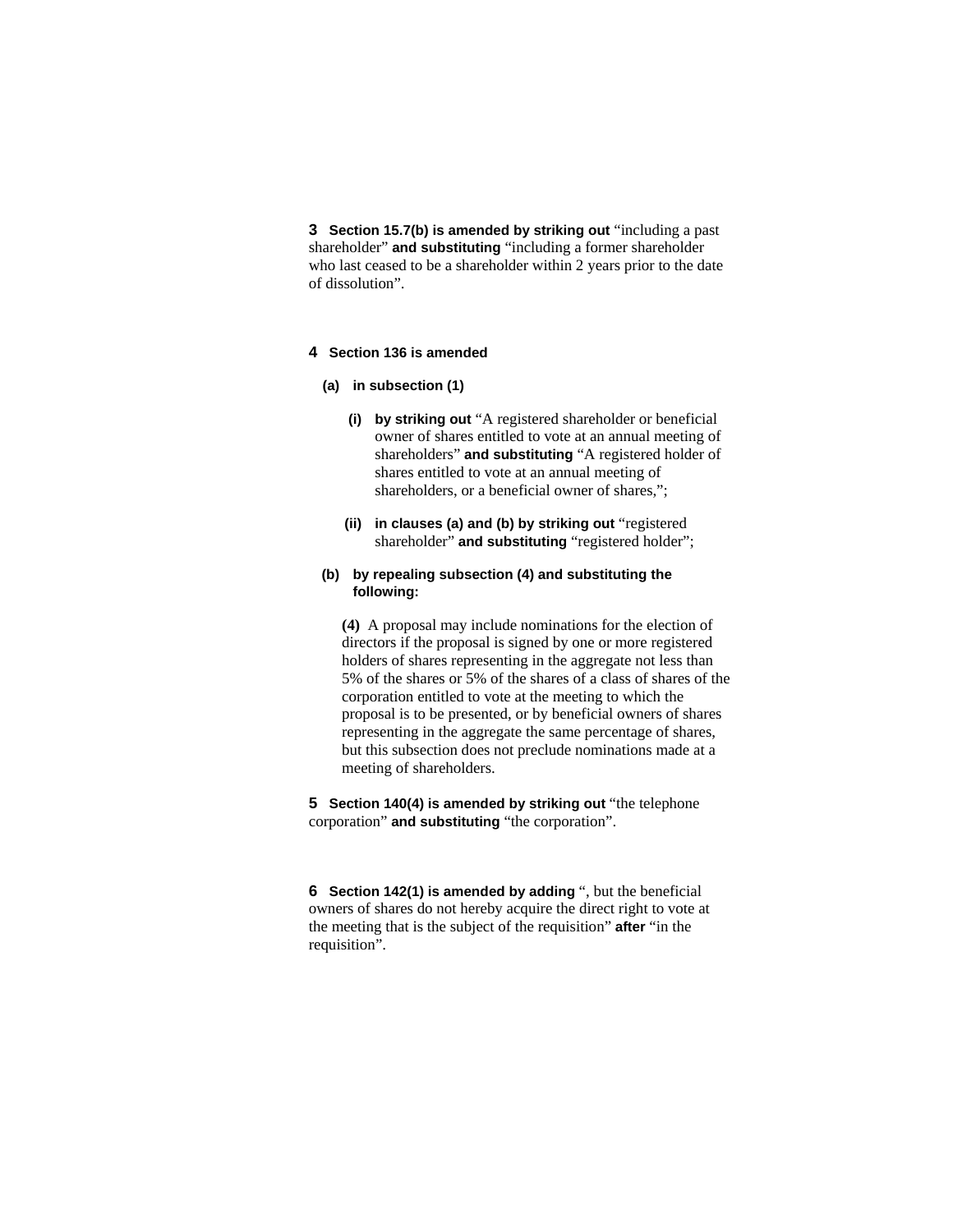**3** **Section 15.7(b) is amended by striking out** "including a past shareholder" **and substituting** "including a former shareholder who last ceased to be a shareholder within 2 years prior to the date of dissolution".

**4** **Section 136 is amended**

**(a)** **in subsection (1)**

**(i)** **by striking out** "A registered shareholder or beneficial owner of shares entitled to vote at an annual meeting of shareholders" **and substituting** "A registered holder of shares entitled to vote at an annual meeting of shareholders, or a beneficial owner of shares,";

**(ii)** **in clauses (a) and (b) by striking out** "registered shareholder" **and substituting** "registered holder";

**(b)** **by repealing subsection (4) and substituting the following:**

**(4)** A proposal may include nominations for the election of directors if the proposal is signed by one or more registered holders of shares representing in the aggregate not less than 5% of the shares or 5% of the shares of a class of shares of the corporation entitled to vote at the meeting to which the proposal is to be presented, or by beneficial owners of shares representing in the aggregate the same percentage of shares, but this subsection does not preclude nominations made at a meeting of shareholders.

**5** **Section 140(4) is amended by striking out** "the telephone corporation" **and substituting** "the corporation".

**6** **Section 142(1) is amended by adding** ", but the beneficial owners of shares do not hereby acquire the direct right to vote at the meeting that is the subject of the requisition" **after** "in the requisition".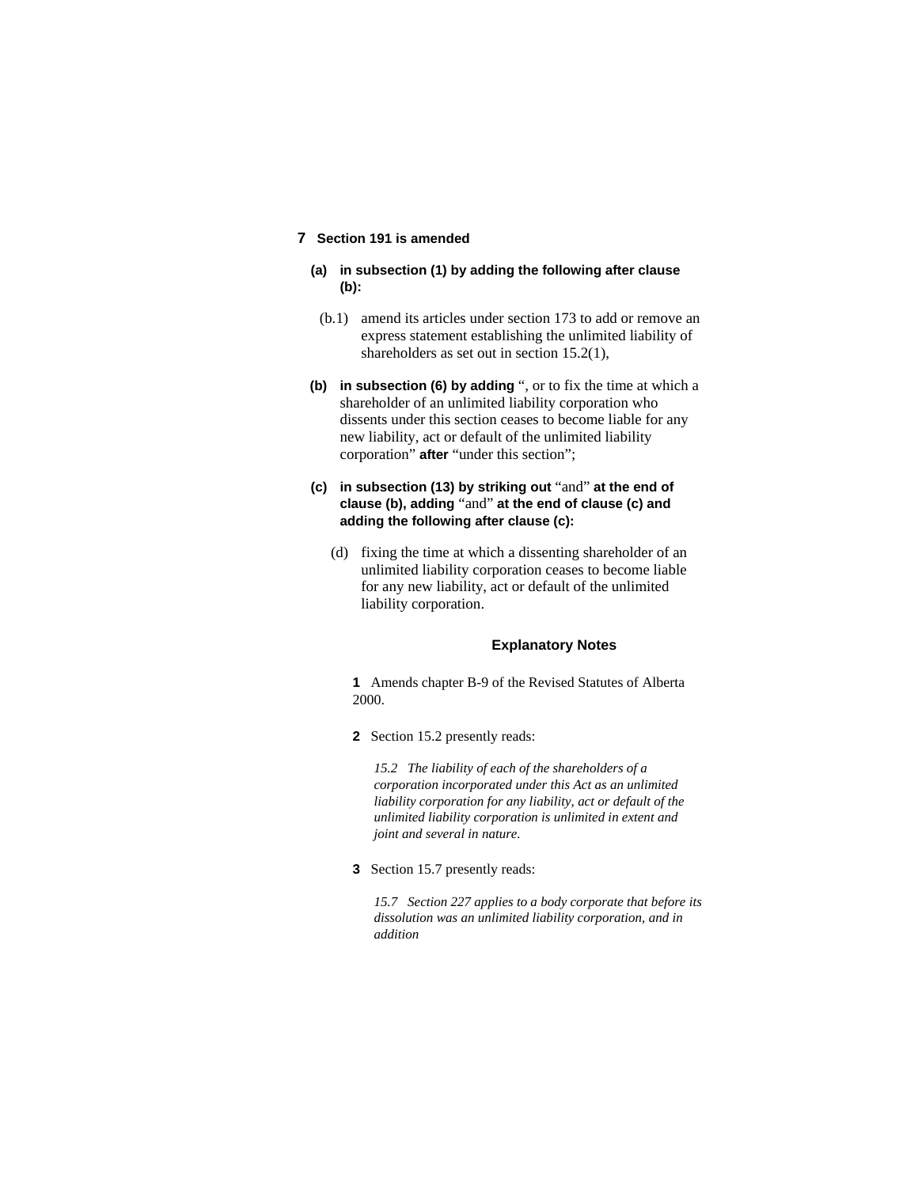**7 Section 191 is amended**

**(a) in subsection (1) by adding the following after clause (b):**

(b.1) amend its articles under section 173 to add or remove an express statement establishing the unlimited liability of shareholders as set out in section 15.2(1),

**(b) in subsection (6) by adding** ", or to fix the time at which a shareholder of an unlimited liability corporation who dissents under this section ceases to become liable for any new liability, act or default of the unlimited liability corporation" **after** "under this section";

**(c) in subsection (13) by striking out** "and" **at the end of clause (b), adding** "and" **at the end of clause (c) and adding the following after clause (c):**

(d) fixing the time at which a dissenting shareholder of an unlimited liability corporation ceases to become liable for any new liability, act or default of the unlimited liability corporation.

## Explanatory Notes

**1** Amends chapter B-9 of the Revised Statutes of Alberta 2000.

**2** Section 15.2 presently reads:

*15.2 The liability of each of the shareholders of a corporation incorporated under this Act as an unlimited liability corporation for any liability, act or default of the unlimited liability corporation is unlimited in extent and joint and several in nature.*

**3** Section 15.7 presently reads:

*15.7 Section 227 applies to a body corporate that before its dissolution was an unlimited liability corporation, and in addition*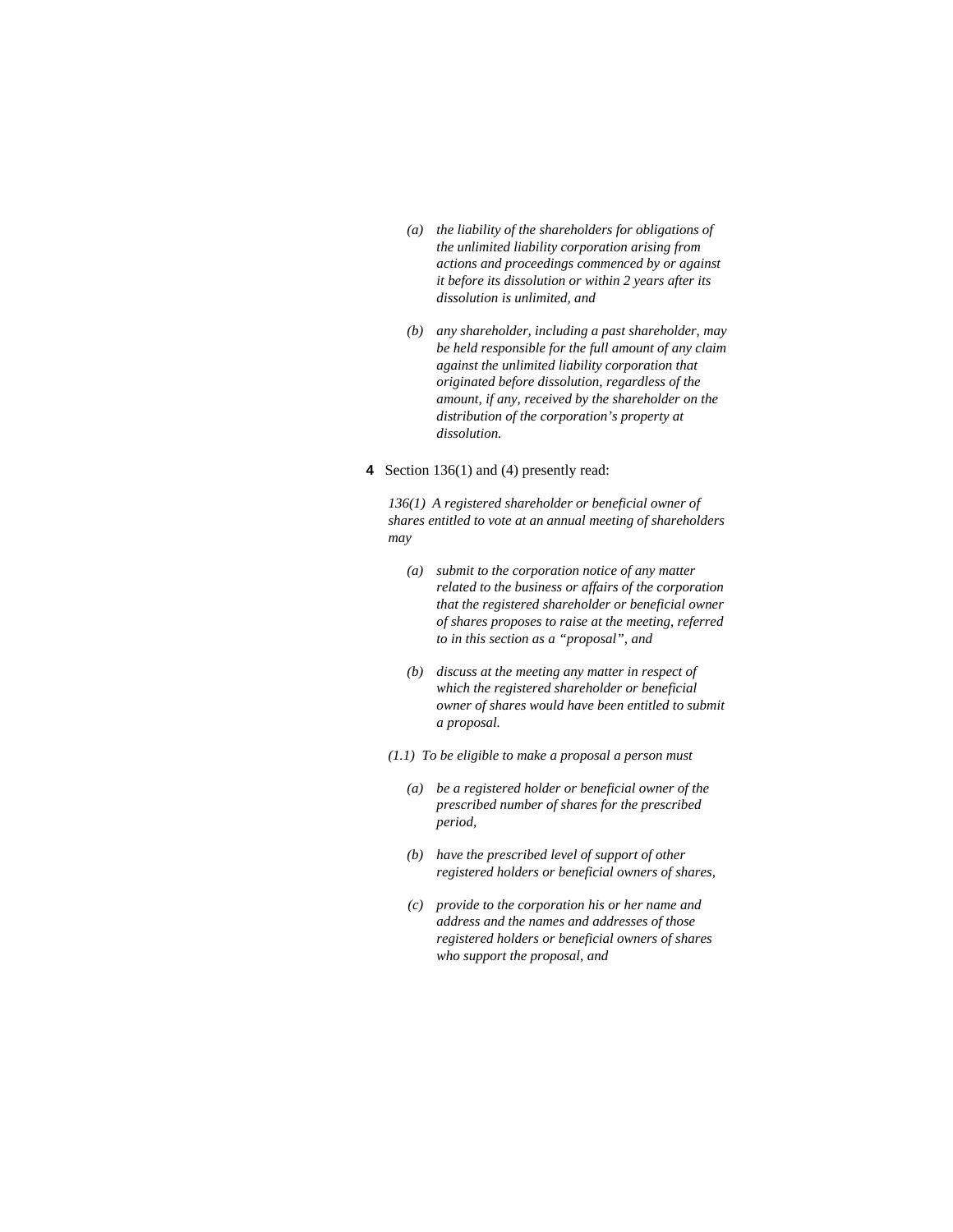- *(a)* *the liability of the shareholders for obligations of the unlimited liability corporation arising from actions and proceedings commenced by or against it before its dissolution or within 2 years after its dissolution is unlimited, and*

- *(b)* *any shareholder, including a past shareholder, may be held responsible for the full amount of any claim against the unlimited liability corporation that originated before dissolution, regardless of the amount, if any, received by the shareholder on the distribution of the corporation's property at dissolution.*

**4** Section 136(1) and (4) presently read:

*136(1) A registered shareholder or beneficial owner of shares entitled to vote at an annual meeting of shareholders may*

- *(a)* *submit to the corporation notice of any matter related to the business or affairs of the corporation that the registered shareholder or beneficial owner of shares proposes to raise at the meeting, referred to in this section as a "proposal", and*

- *(b)* *discuss at the meeting any matter in respect of which the registered shareholder or beneficial owner of shares would have been entitled to submit a proposal.*

*(1.1) To be eligible to make a proposal a person must*

- *(a)* *be a registered holder or beneficial owner of the prescribed number of shares for the prescribed period,*

- *(b)* *have the prescribed level of support of other registered holders or beneficial owners of shares,*

- *(c)* *provide to the corporation his or her name and address and the names and addresses of those registered holders or beneficial owners of shares who support the proposal, and*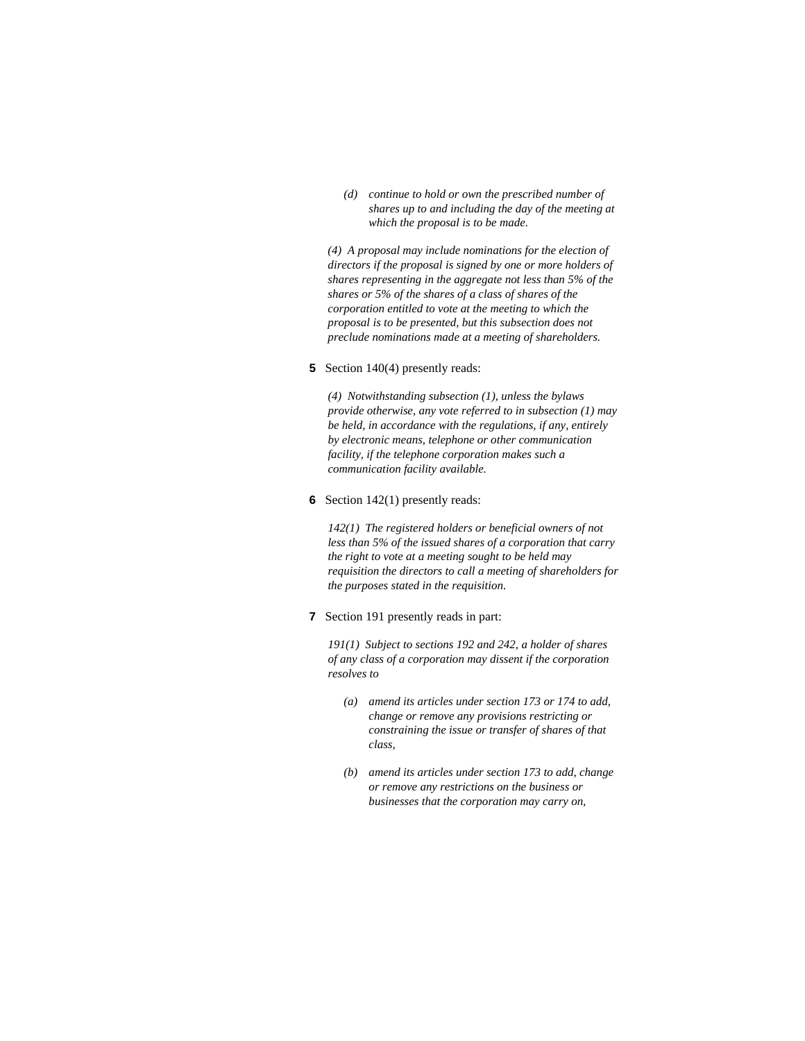*(d) continue to hold or own the prescribed number of shares up to and including the day of the meeting at which the proposal is to be made.*

*(4) A proposal may include nominations for the election of directors if the proposal is signed by one or more holders of shares representing in the aggregate not less than 5% of the shares or 5% of the shares of a class of shares of the corporation entitled to vote at the meeting to which the proposal is to be presented, but this subsection does not preclude nominations made at a meeting of shareholders.*

**5** Section 140(4) presently reads:

*(4) Notwithstanding subsection (1), unless the bylaws provide otherwise, any vote referred to in subsection (1) may be held, in accordance with the regulations, if any, entirely by electronic means, telephone or other communication facility, if the telephone corporation makes such a communication facility available.*

**6** Section 142(1) presently reads:

*142(1) The registered holders or beneficial owners of not less than 5% of the issued shares of a corporation that carry the right to vote at a meeting sought to be held may requisition the directors to call a meeting of shareholders for the purposes stated in the requisition.*

**7** Section 191 presently reads in part:

*191(1) Subject to sections 192 and 242, a holder of shares of any class of a corporation may dissent if the corporation resolves to*

*(a) amend its articles under section 173 or 174 to add, change or remove any provisions restricting or constraining the issue or transfer of shares of that class,*

*(b) amend its articles under section 173 to add, change or remove any restrictions on the business or businesses that the corporation may carry on,*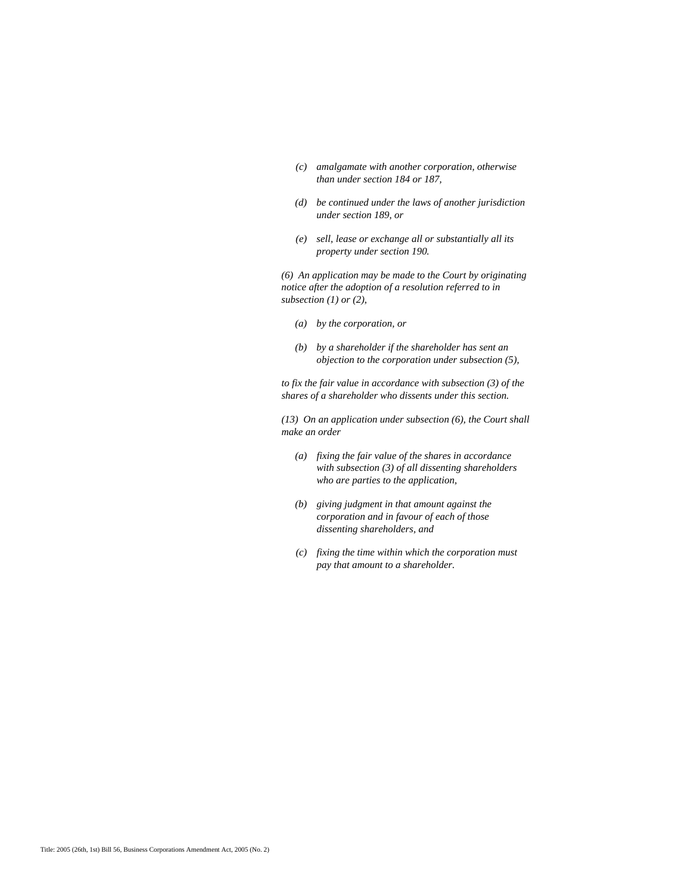*(c) amalgamate with another corporation, otherwise than under section 184 or 187,*

*(d) be continued under the laws of another jurisdiction under section 189, or*

*(e) sell, lease or exchange all or substantially all its property under section 190.*

*(6) An application may be made to the Court by originating notice after the adoption of a resolution referred to in subsection (1) or (2),*

*(a) by the corporation, or*

*(b) by a shareholder if the shareholder has sent an objection to the corporation under subsection (5),*

*to fix the fair value in accordance with subsection (3) of the shares of a shareholder who dissents under this section.*

*(13) On an application under subsection (6), the Court shall make an order*

*(a) fixing the fair value of the shares in accordance with subsection (3) of all dissenting shareholders who are parties to the application,*

*(b) giving judgment in that amount against the corporation and in favour of each of those dissenting shareholders, and*

*(c) fixing the time within which the corporation must pay that amount to a shareholder.*